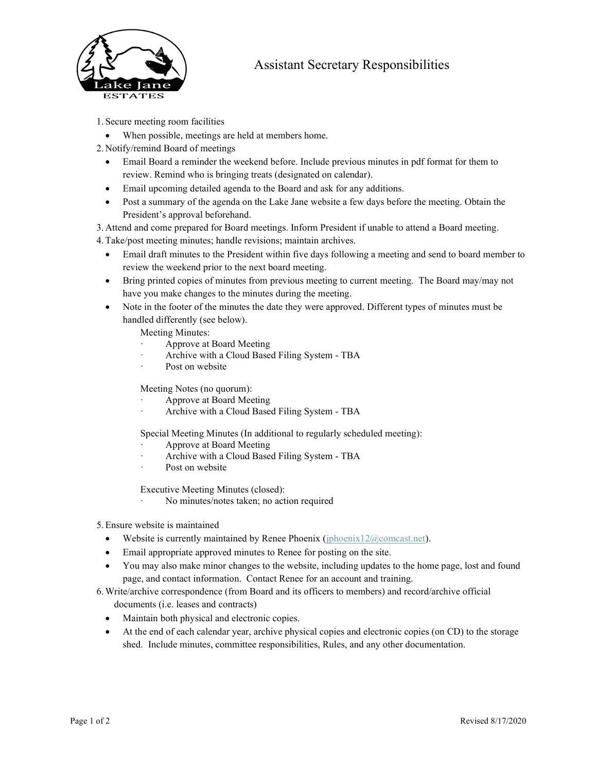# Assistant Secretary Responsibilities

1. Secure meeting room facilities
   - When possible, meetings are held at members home.
2. Notify/remind Board of meetings
   - Email Board a reminder the weekend before. Include previous minutes in pdf format for them to review. Remind who is bringing treats (designated on calendar).
   - Email upcoming detailed agenda to the Board and ask for any additions.
   - Post a summary of the agenda on the Lake Jane website a few days before the meeting. Obtain the President's approval beforehand.
3. Attend and come prepared for Board meetings. Inform President if unable to attend a Board meeting.
4. Take/post meeting minutes; handle revisions; maintain archives.
   - Email draft minutes to the President within five days following a meeting and send to board member to review the weekend prior to the next board meeting.
   - Bring printed copies of minutes from previous meeting to current meeting. The Board may/may not have you make changes to the minutes during the meeting.
   - Note in the footer of the minutes the date they were approved. Different types of minutes must be handled differently (see below).

     Meeting Minutes:
     - Approve at Board Meeting
     - Archive with a Cloud Based Filing System - TBA
     - Post on website

     Meeting Notes (no quorum):
     - Approve at Board Meeting
     - Archive with a Cloud Based Filing System - TBA

     Special Meeting Minutes (In additional to regularly scheduled meeting):
     - Approve at Board Meeting
     - Archive with a Cloud Based Filing System - TBA
     - Post on website

     Executive Meeting Minutes (closed):
     - No minutes/notes taken; no action required

5. Ensure website is maintained
   - Website is currently maintained by Renee Phoenix (jphoenix12@comcast.net).
   - Email appropriate approved minutes to Renee for posting on the site.
   - You may also make minor changes to the website, including updates to the home page, lost and found page, and contact information. Contact Renee for an account and training.
6. Write/archive correspondence (from Board and its officers to members) and record/archive official documents (i.e. leases and contracts)
   - Maintain both physical and electronic copies.
   - At the end of each calendar year, archive physical copies and electronic copies (on CD) to the storage shed. Include minutes, committee responsibilities, Rules, and any other documentation.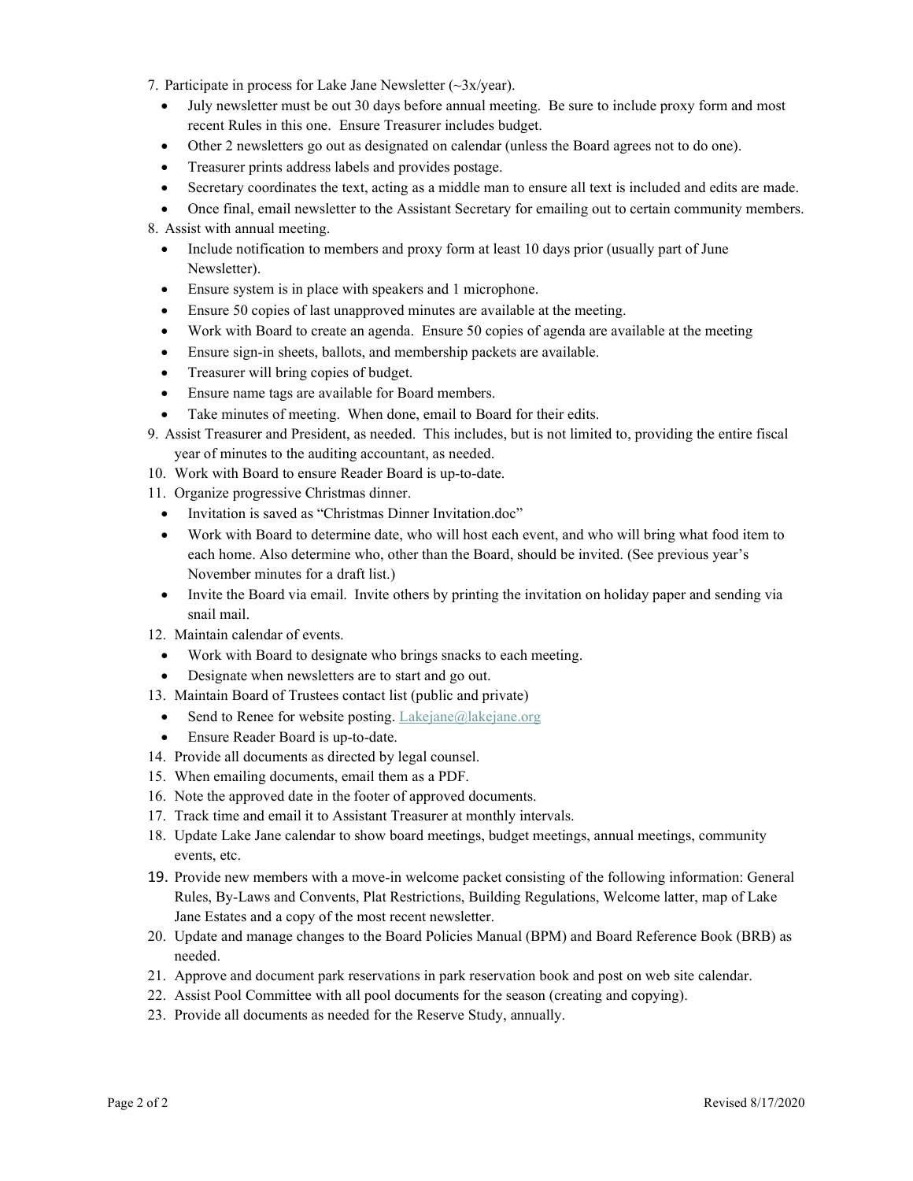7. Participate in process for Lake Jane Newsletter (~3x/year).
   - July newsletter must be out 30 days before annual meeting. Be sure to include proxy form and most recent Rules in this one. Ensure Treasurer includes budget.
   - Other 2 newsletters go out as designated on calendar (unless the Board agrees not to do one).
   - Treasurer prints address labels and provides postage.
   - Secretary coordinates the text, acting as a middle man to ensure all text is included and edits are made.
   - Once final, email newsletter to the Assistant Secretary for emailing out to certain community members.
8. Assist with annual meeting.
   - Include notification to members and proxy form at least 10 days prior (usually part of June Newsletter).
   - Ensure system is in place with speakers and 1 microphone.
   - Ensure 50 copies of last unapproved minutes are available at the meeting.
   - Work with Board to create an agenda. Ensure 50 copies of agenda are available at the meeting
   - Ensure sign-in sheets, ballots, and membership packets are available.
   - Treasurer will bring copies of budget.
   - Ensure name tags are available for Board members.
   - Take minutes of meeting. When done, email to Board for their edits.
9. Assist Treasurer and President, as needed. This includes, but is not limited to, providing the entire fiscal year of minutes to the auditing accountant, as needed.
10. Work with Board to ensure Reader Board is up-to-date.
11. Organize progressive Christmas dinner.
    - Invitation is saved as "Christmas Dinner Invitation.doc"
    - Work with Board to determine date, who will host each event, and who will bring what food item to each home. Also determine who, other than the Board, should be invited. (See previous year's November minutes for a draft list.)
    - Invite the Board via email. Invite others by printing the invitation on holiday paper and sending via snail mail.
12. Maintain calendar of events.
    - Work with Board to designate who brings snacks to each meeting.
    - Designate when newsletters are to start and go out.
13. Maintain Board of Trustees contact list (public and private)
    - Send to Renee for website posting. Lakejane@lakejane.org
    - Ensure Reader Board is up-to-date.
14. Provide all documents as directed by legal counsel.
15. When emailing documents, email them as a PDF.
16. Note the approved date in the footer of approved documents.
17. Track time and email it to Assistant Treasurer at monthly intervals.
18. Update Lake Jane calendar to show board meetings, budget meetings, annual meetings, community events, etc.
19. Provide new members with a move-in welcome packet consisting of the following information: General Rules, By-Laws and Convents, Plat Restrictions, Building Regulations, Welcome latter, map of Lake Jane Estates and a copy of the most recent newsletter.
20. Update and manage changes to the Board Policies Manual (BPM) and Board Reference Book (BRB) as needed.
21. Approve and document park reservations in park reservation book and post on web site calendar.
22. Assist Pool Committee with all pool documents for the season (creating and copying).
23. Provide all documents as needed for the Reserve Study, annually.

Revised 8/17/2020